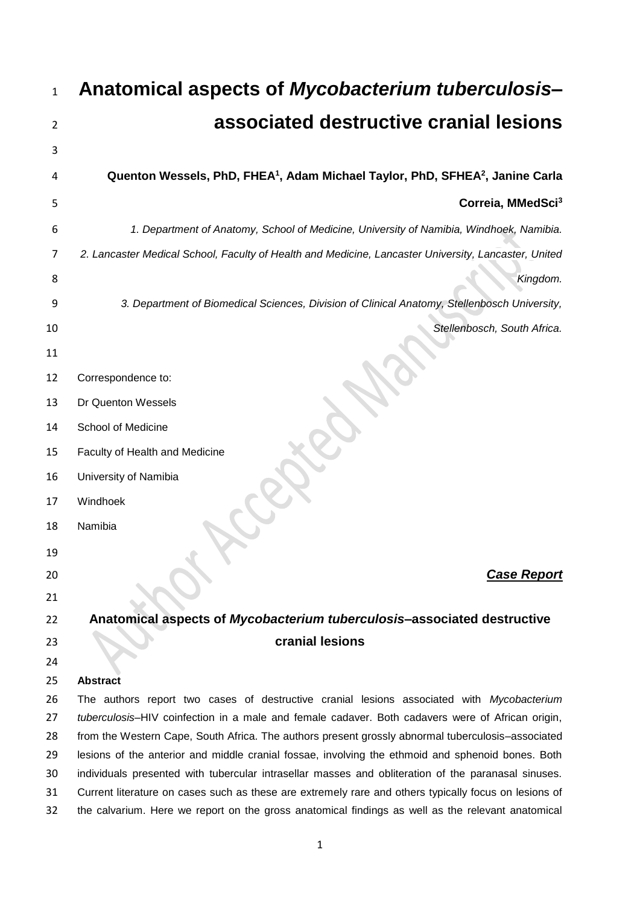# Anatomical aspects of *Mycobacterium tuberculosis*–associated destructive cranial lesions

**Quenton Wessels, PhD, FHEA[1], Adam Michael Taylor, PhD, SFHEA[2], Janine Carla Correia, MMedSci[3]**

*1. Department of Anatomy, School of Medicine, University of Namibia, Windhoek, Namibia.*

*2. Lancaster Medical School, Faculty of Health and Medicine, Lancaster University, Lancaster, United Kingdom.*

*3. Department of Biomedical Sciences, Division of Clinical Anatomy, Stellenbosch University, Stellenbosch, South Africa.*

Correspondence to:
Dr Quenton Wessels
School of Medicine
Faculty of Health and Medicine
University of Namibia
Windhoek
Namibia

***Case Report***

## Anatomical aspects of *Mycobacterium tuberculosis*–associated destructive cranial lesions

**Abstract**

The authors report two cases of destructive cranial lesions associated with *Mycobacterium tuberculosis*–HIV coinfection in a male and female cadaver. Both cadavers were of African origin, from the Western Cape, South Africa. The authors present grossly abnormal tuberculosis–associated lesions of the anterior and middle cranial fossae, involving the ethmoid and sphenoid bones. Both individuals presented with tubercular intrasellar masses and obliteration of the paranasal sinuses. Current literature on cases such as these are extremely rare and others typically focus on lesions of the calvarium. Here we report on the gross anatomical findings as well as the relevant anatomical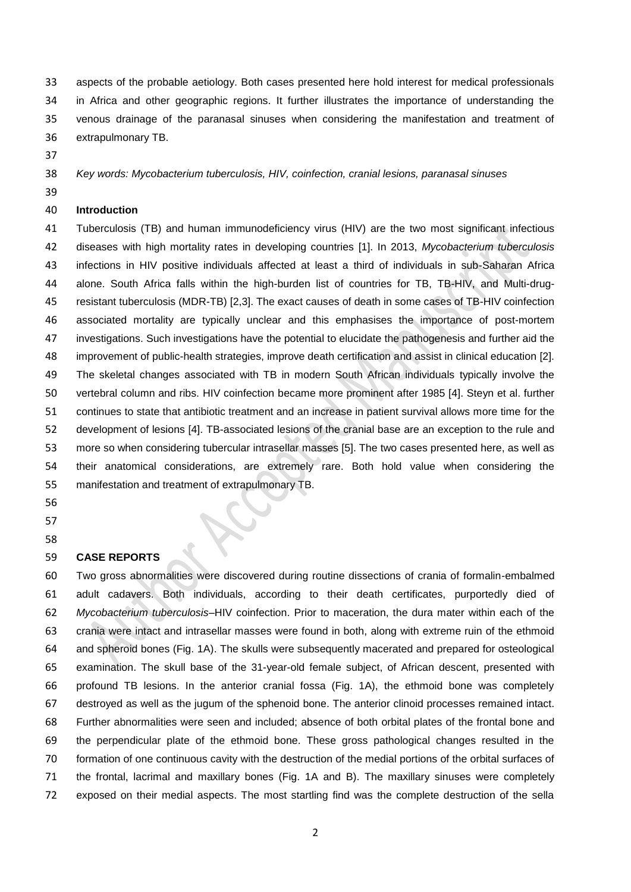aspects of the probable aetiology. Both cases presented here hold interest for medical professionals in Africa and other geographic regions. It further illustrates the importance of understanding the venous drainage of the paranasal sinuses when considering the manifestation and treatment of extrapulmonary TB.

*Key words: Mycobacterium tuberculosis, HIV, coinfection, cranial lesions, paranasal sinuses*

## Introduction

Tuberculosis (TB) and human immunodeficiency virus (HIV) are the two most significant infectious diseases with high mortality rates in developing countries [1]. In 2013, *Mycobacterium tuberculosis* infections in HIV positive individuals affected at least a third of individuals in sub-Saharan Africa alone. South Africa falls within the high-burden list of countries for TB, TB-HIV, and Multi-drug-resistant tuberculosis (MDR-TB) [2,3]. The exact causes of death in some cases of TB-HIV coinfection associated mortality are typically unclear and this emphasises the importance of post-mortem investigations. Such investigations have the potential to elucidate the pathogenesis and further aid the improvement of public-health strategies, improve death certification and assist in clinical education [2]. The skeletal changes associated with TB in modern South African individuals typically involve the vertebral column and ribs. HIV coinfection became more prominent after 1985 [4]. Steyn et al. further continues to state that antibiotic treatment and an increase in patient survival allows more time for the development of lesions [4]. TB-associated lesions of the cranial base are an exception to the rule and more so when considering tubercular intrasellar masses [5]. The two cases presented here, as well as their anatomical considerations, are extremely rare. Both hold value when considering the manifestation and treatment of extrapulmonary TB.

## CASE REPORTS

Two gross abnormalities were discovered during routine dissections of crania of formalin-embalmed adult cadavers. Both individuals, according to their death certificates, purportedly died of *Mycobacterium tuberculosis*–HIV coinfection. Prior to maceration, the dura mater within each of the crania were intact and intrasellar masses were found in both, along with extreme ruin of the ethmoid and spheroid bones (Fig. 1A). The skulls were subsequently macerated and prepared for osteological examination. The skull base of the 31-year-old female subject, of African descent, presented with profound TB lesions. In the anterior cranial fossa (Fig. 1A), the ethmoid bone was completely destroyed as well as the jugum of the sphenoid bone. The anterior clinoid processes remained intact. Further abnormalities were seen and included; absence of both orbital plates of the frontal bone and the perpendicular plate of the ethmoid bone. These gross pathological changes resulted in the formation of one continuous cavity with the destruction of the medial portions of the orbital surfaces of the frontal, lacrimal and maxillary bones (Fig. 1A and B). The maxillary sinuses were completely exposed on their medial aspects. The most startling find was the complete destruction of the sella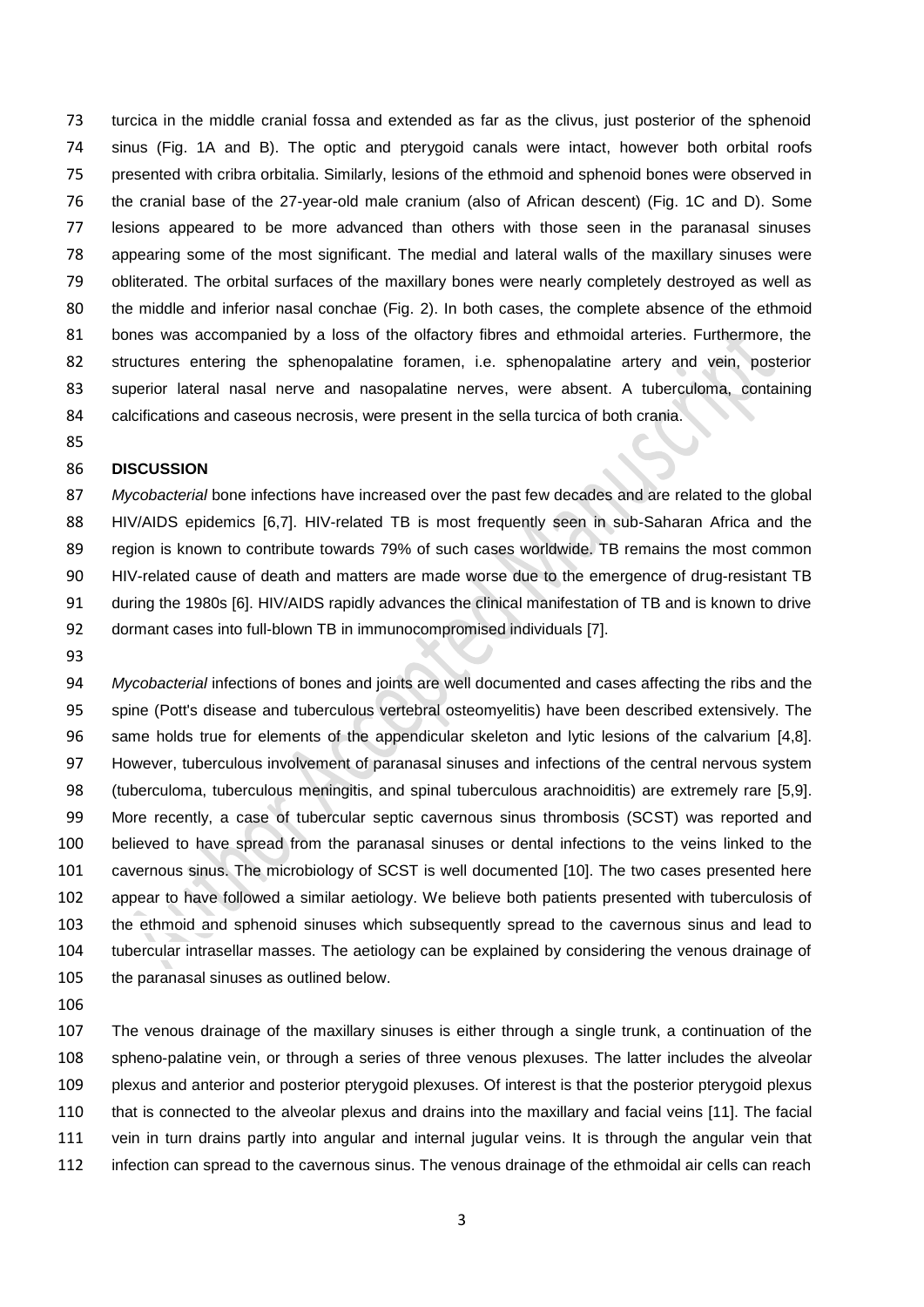turcica in the middle cranial fossa and extended as far as the clivus, just posterior of the sphenoid sinus (Fig. 1A and B). The optic and pterygoid canals were intact, however both orbital roofs presented with cribra orbitalia. Similarly, lesions of the ethmoid and sphenoid bones were observed in the cranial base of the 27-year-old male cranium (also of African descent) (Fig. 1C and D). Some lesions appeared to be more advanced than others with those seen in the paranasal sinuses appearing some of the most significant. The medial and lateral walls of the maxillary sinuses were obliterated. The orbital surfaces of the maxillary bones were nearly completely destroyed as well as the middle and inferior nasal conchae (Fig. 2). In both cases, the complete absence of the ethmoid bones was accompanied by a loss of the olfactory fibres and ethmoidal arteries. Furthermore, the structures entering the sphenopalatine foramen, i.e. sphenopalatine artery and vein, posterior superior lateral nasal nerve and nasopalatine nerves, were absent. A tuberculoma, containing calcifications and caseous necrosis, were present in the sella turcica of both crania.

## DISCUSSION

*Mycobacterial* bone infections have increased over the past few decades and are related to the global HIV/AIDS epidemics [6,7]. HIV-related TB is most frequently seen in sub-Saharan Africa and the region is known to contribute towards 79% of such cases worldwide. TB remains the most common HIV-related cause of death and matters are made worse due to the emergence of drug-resistant TB during the 1980s [6]. HIV/AIDS rapidly advances the clinical manifestation of TB and is known to drive dormant cases into full-blown TB in immunocompromised individuals [7].

*Mycobacterial* infections of bones and joints are well documented and cases affecting the ribs and the spine (Pott's disease and tuberculous vertebral osteomyelitis) have been described extensively. The same holds true for elements of the appendicular skeleton and lytic lesions of the calvarium [4,8]. However, tuberculous involvement of paranasal sinuses and infections of the central nervous system (tuberculoma, tuberculous meningitis, and spinal tuberculous arachnoiditis) are extremely rare [5,9]. More recently, a case of tubercular septic cavernous sinus thrombosis (SCST) was reported and believed to have spread from the paranasal sinuses or dental infections to the veins linked to the cavernous sinus. The microbiology of SCST is well documented [10]. The two cases presented here appear to have followed a similar aetiology. We believe both patients presented with tuberculosis of the ethmoid and sphenoid sinuses which subsequently spread to the cavernous sinus and lead to tubercular intrasellar masses. The aetiology can be explained by considering the venous drainage of the paranasal sinuses as outlined below.

The venous drainage of the maxillary sinuses is either through a single trunk, a continuation of the spheno-palatine vein, or through a series of three venous plexuses. The latter includes the alveolar plexus and anterior and posterior pterygoid plexuses. Of interest is that the posterior pterygoid plexus that is connected to the alveolar plexus and drains into the maxillary and facial veins [11]. The facial vein in turn drains partly into angular and internal jugular veins. It is through the angular vein that infection can spread to the cavernous sinus. The venous drainage of the ethmoidal air cells can reach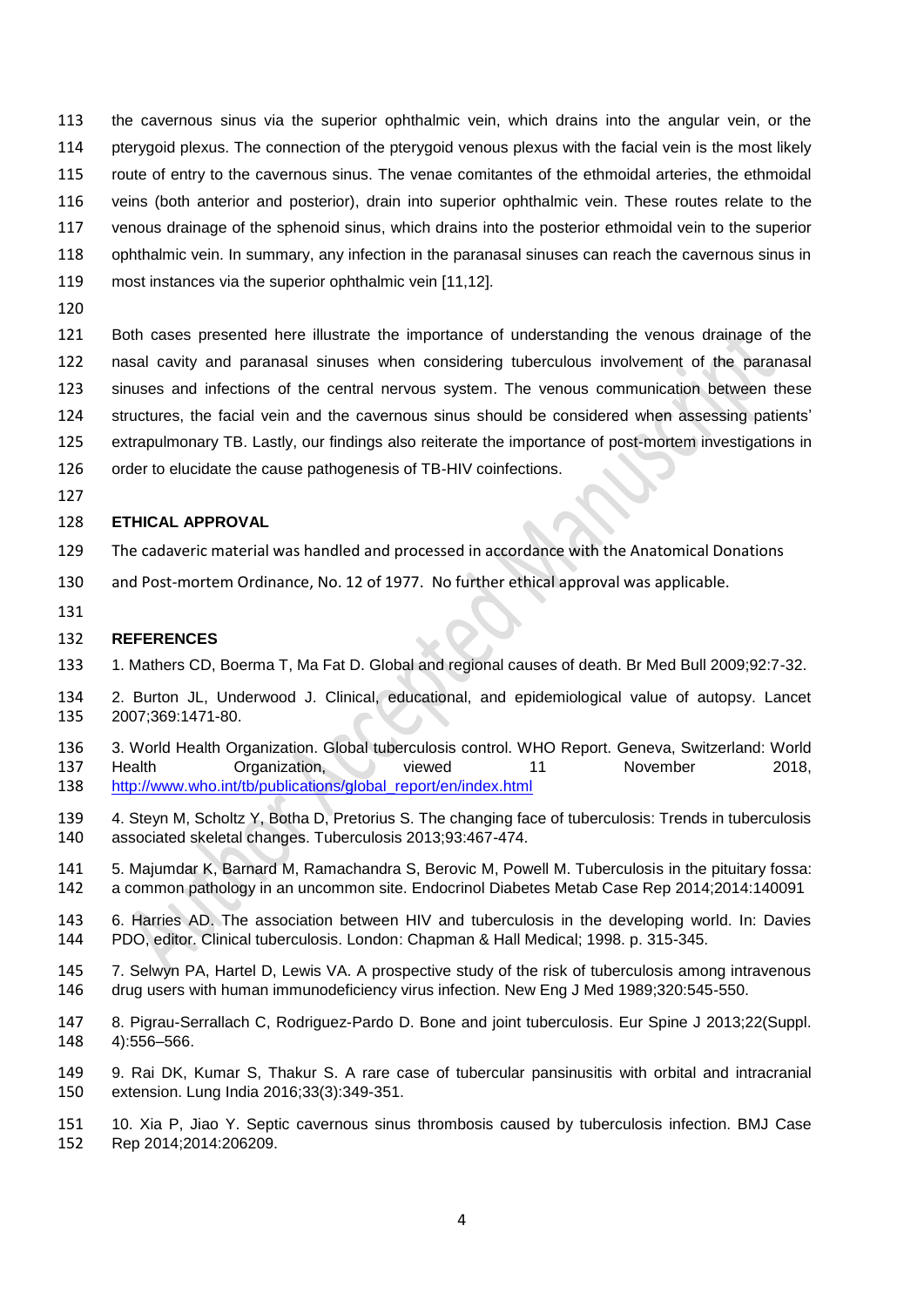the cavernous sinus via the superior ophthalmic vein, which drains into the angular vein, or the pterygoid plexus. The connection of the pterygoid venous plexus with the facial vein is the most likely route of entry to the cavernous sinus. The venae comitantes of the ethmoidal arteries, the ethmoidal veins (both anterior and posterior), drain into superior ophthalmic vein. These routes relate to the venous drainage of the sphenoid sinus, which drains into the posterior ethmoidal vein to the superior ophthalmic vein. In summary, any infection in the paranasal sinuses can reach the cavernous sinus in most instances via the superior ophthalmic vein [11,12].

Both cases presented here illustrate the importance of understanding the venous drainage of the nasal cavity and paranasal sinuses when considering tuberculous involvement of the paranasal sinuses and infections of the central nervous system. The venous communication between these structures, the facial vein and the cavernous sinus should be considered when assessing patients' extrapulmonary TB. Lastly, our findings also reiterate the importance of post-mortem investigations in order to elucidate the cause pathogenesis of TB-HIV coinfections.

## ETHICAL APPROVAL

The cadaveric material was handled and processed in accordance with the Anatomical Donations and Post-mortem Ordinance, No. 12 of 1977. No further ethical approval was applicable.

## REFERENCES

1. Mathers CD, Boerma T, Ma Fat D. Global and regional causes of death. Br Med Bull 2009;92:7-32.

2. Burton JL, Underwood J. Clinical, educational, and epidemiological value of autopsy. Lancet 2007;369:1471-80.

3. World Health Organization. Global tuberculosis control. WHO Report. Geneva, Switzerland: World Health Organization, viewed 11 November 2018, http://www.who.int/tb/publications/global_report/en/index.html

4. Steyn M, Scholtz Y, Botha D, Pretorius S. The changing face of tuberculosis: Trends in tuberculosis associated skeletal changes. Tuberculosis 2013;93:467-474.

5. Majumdar K, Barnard M, Ramachandra S, Berovic M, Powell M. Tuberculosis in the pituitary fossa: a common pathology in an uncommon site. Endocrinol Diabetes Metab Case Rep 2014;2014:140091

6. Harries AD. The association between HIV and tuberculosis in the developing world. In: Davies PDO, editor. Clinical tuberculosis. London: Chapman & Hall Medical; 1998. p. 315-345.

7. Selwyn PA, Hartel D, Lewis VA. A prospective study of the risk of tuberculosis among intravenous drug users with human immunodeficiency virus infection. New Eng J Med 1989;320:545-550.

8. Pigrau-Serrallach C, Rodriguez-Pardo D. Bone and joint tuberculosis. Eur Spine J 2013;22(Suppl. 4):556–566.

9. Rai DK, Kumar S, Thakur S. A rare case of tubercular pansinusitis with orbital and intracranial extension. Lung India 2016;33(3):349-351.

10. Xia P, Jiao Y. Septic cavernous sinus thrombosis caused by tuberculosis infection. BMJ Case Rep 2014;2014:206209.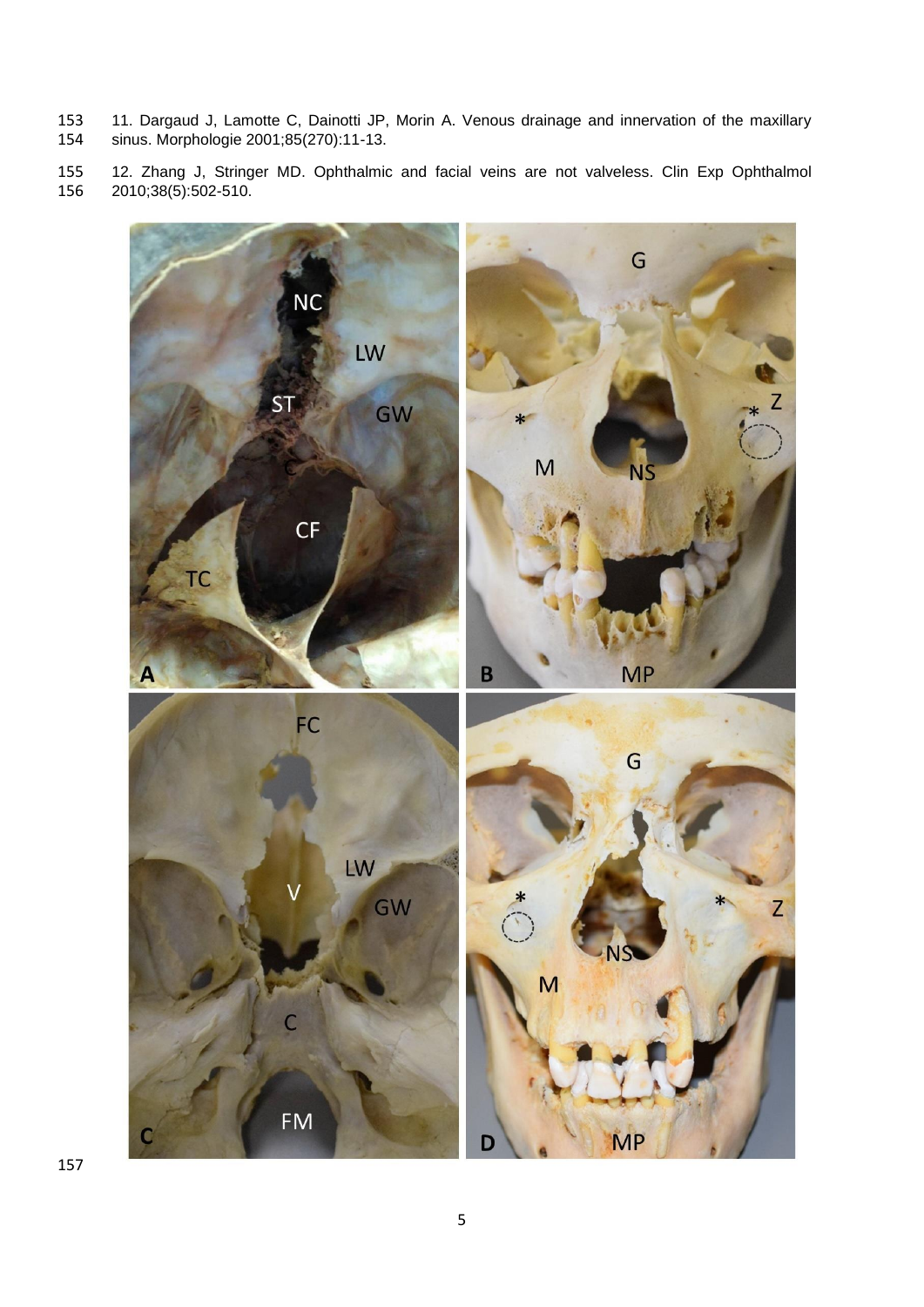11. Dargaud J, Lamotte C, Dainotti JP, Morin A. Venous drainage and innervation of the maxillary sinus. Morphologie 2001;85(270):11-13.

12. Zhang J, Stringer MD. Ophthalmic and facial veins are not valveless. Clin Exp Ophthalmol 2010;38(5):502-510.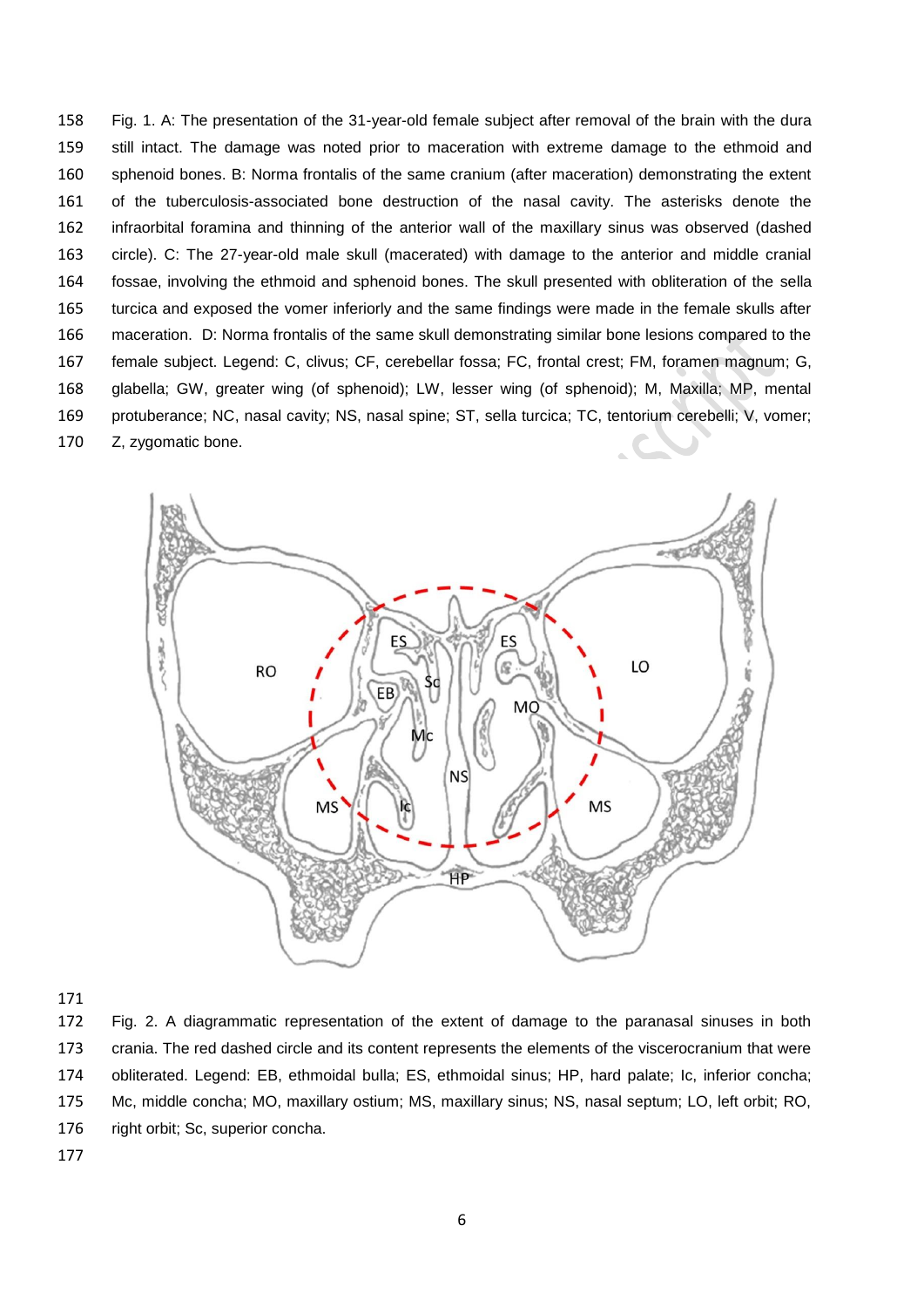Fig. 1. A: The presentation of the 31-year-old female subject after removal of the brain with the dura still intact. The damage was noted prior to maceration with extreme damage to the ethmoid and sphenoid bones. B: Norma frontalis of the same cranium (after maceration) demonstrating the extent of the tuberculosis-associated bone destruction of the nasal cavity. The asterisks denote the infraorbital foramina and thinning of the anterior wall of the maxillary sinus was observed (dashed circle). C: The 27-year-old male skull (macerated) with damage to the anterior and middle cranial fossae, involving the ethmoid and sphenoid bones. The skull presented with obliteration of the sella turcica and exposed the vomer inferiorly and the same findings were made in the female skulls after maceration. D: Norma frontalis of the same skull demonstrating similar bone lesions compared to the female subject. Legend: C, clivus; CF, cerebellar fossa; FC, frontal crest; FM, foramen magnum; G, glabella; GW, greater wing (of sphenoid); LW, lesser wing (of sphenoid); M, Maxilla; MP, mental protuberance; NC, nasal cavity; NS, nasal spine; ST, sella turcica; TC, tentorium cerebelli; V, vomer; Z, zygomatic bone.

ES
ES
RO
LO
EB
Sc
MO
Mc
NS
MS
Ic
MS
HP

Fig. 2. A diagrammatic representation of the extent of damage to the paranasal sinuses in both crania. The red dashed circle and its content represents the elements of the viscerocranium that were obliterated. Legend: EB, ethmoidal bulla; ES, ethmoidal sinus; HP, hard palate; Ic, inferior concha; Mc, middle concha; MO, maxillary ostium; MS, maxillary sinus; NS, nasal septum; LO, left orbit; RO, right orbit; Sc, superior concha.